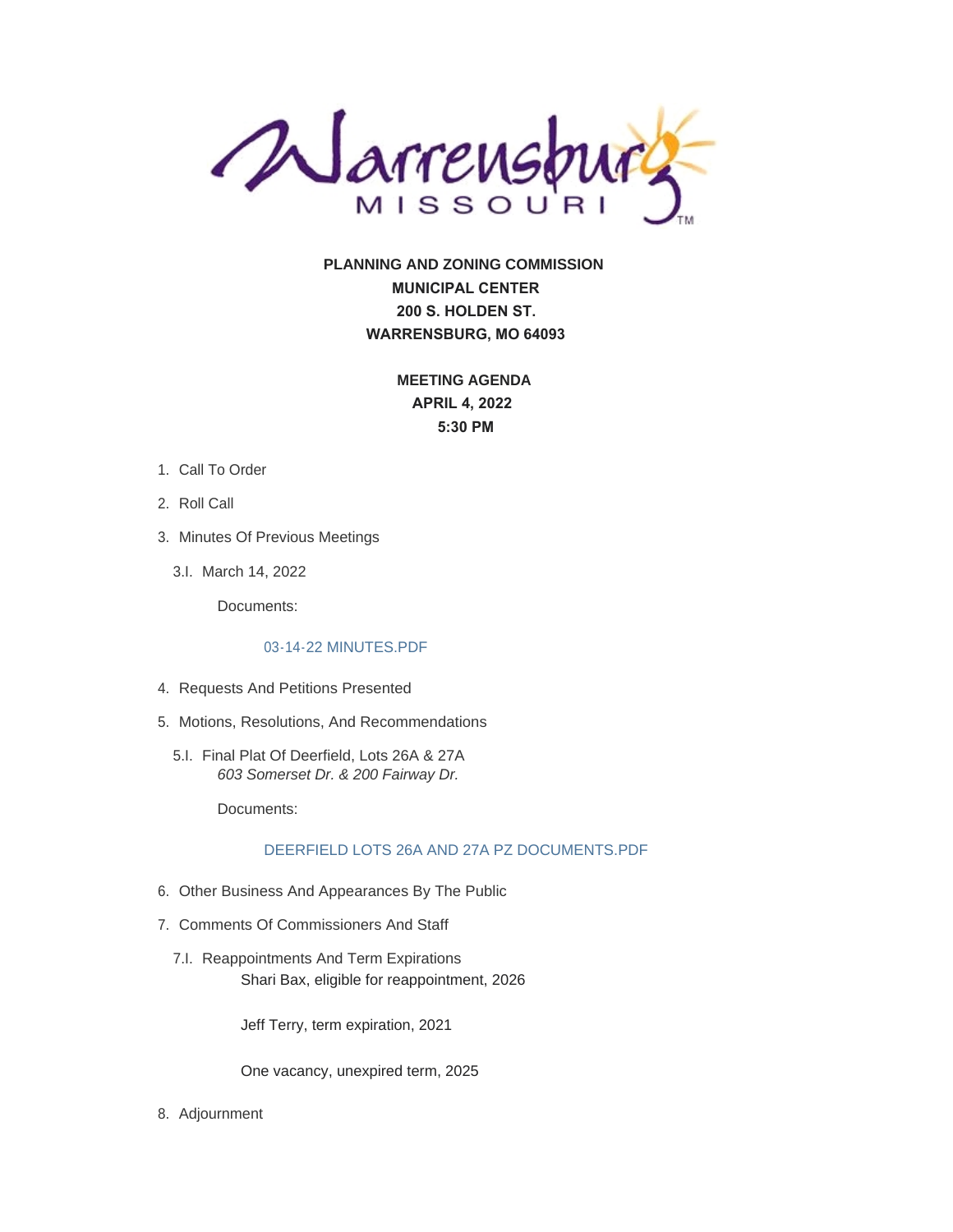**PLANNING AND ZONING COMMISSION**
**MUNICIPAL CENTER**
**200 S. HOLDEN ST.**
**WARRENSBURG, MO 64093**

**MEETING AGENDA**
**APRIL 4, 2022**
**5:30 PM**

1. Call To Order
2. Roll Call
3. Minutes Of Previous Meetings

   3.I. March 14, 2022

   Documents:

   03-14-22 MINUTES.PDF

4. Requests And Petitions Presented
5. Motions, Resolutions, And Recommendations

   5.I. Final Plat Of Deerfield, Lots 26A & 27A
   *603 Somerset Dr. & 200 Fairway Dr.*

   Documents:

   DEERFIELD LOTS 26A AND 27A PZ DOCUMENTS.PDF

6. Other Business And Appearances By The Public
7. Comments Of Commissioners And Staff

   7.I. Reappointments And Term Expirations
   Shari Bax, eligible for reappointment, 2026

   Jeff Terry, term expiration, 2021

   One vacancy, unexpired term, 2025

8. Adjournment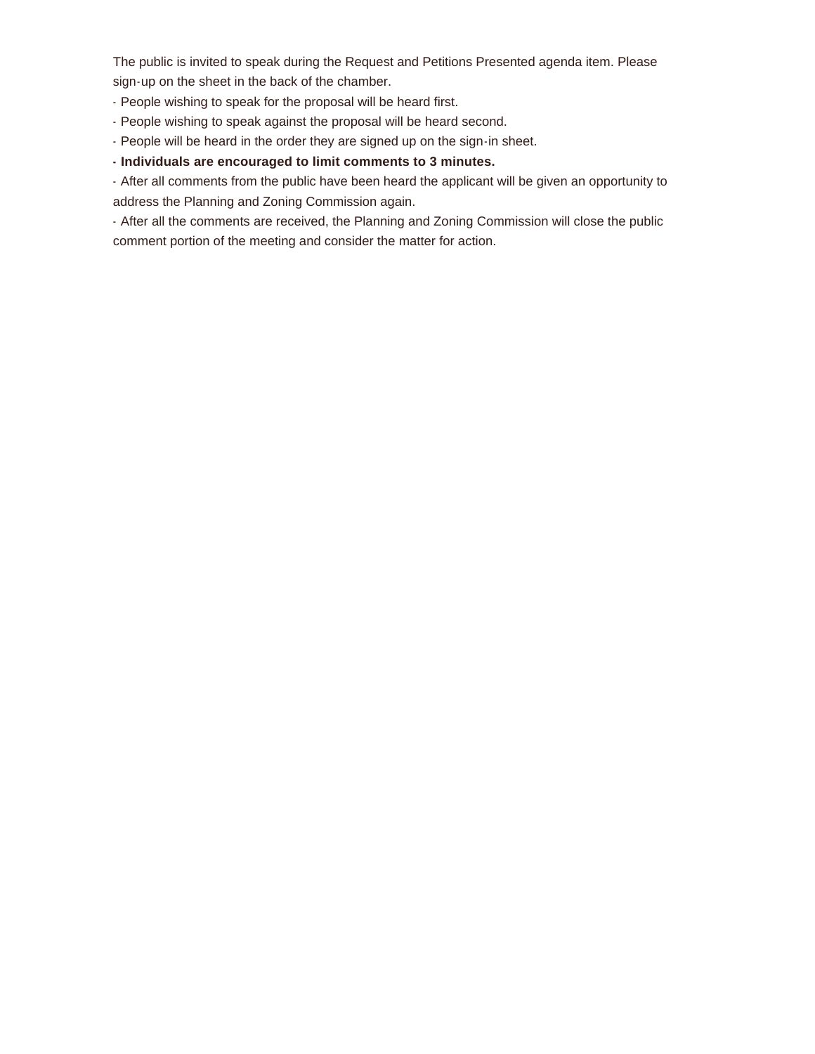The public is invited to speak during the Request and Petitions Presented agenda item. Please sign-up on the sheet in the back of the chamber.

- People wishing to speak for the proposal will be heard first.
- People wishing to speak against the proposal will be heard second.
- People will be heard in the order they are signed up on the sign-in sheet.
- **Individuals are encouraged to limit comments to 3 minutes.**
- After all comments from the public have been heard the applicant will be given an opportunity to address the Planning and Zoning Commission again.
- After all the comments are received, the Planning and Zoning Commission will close the public comment portion of the meeting and consider the matter for action.